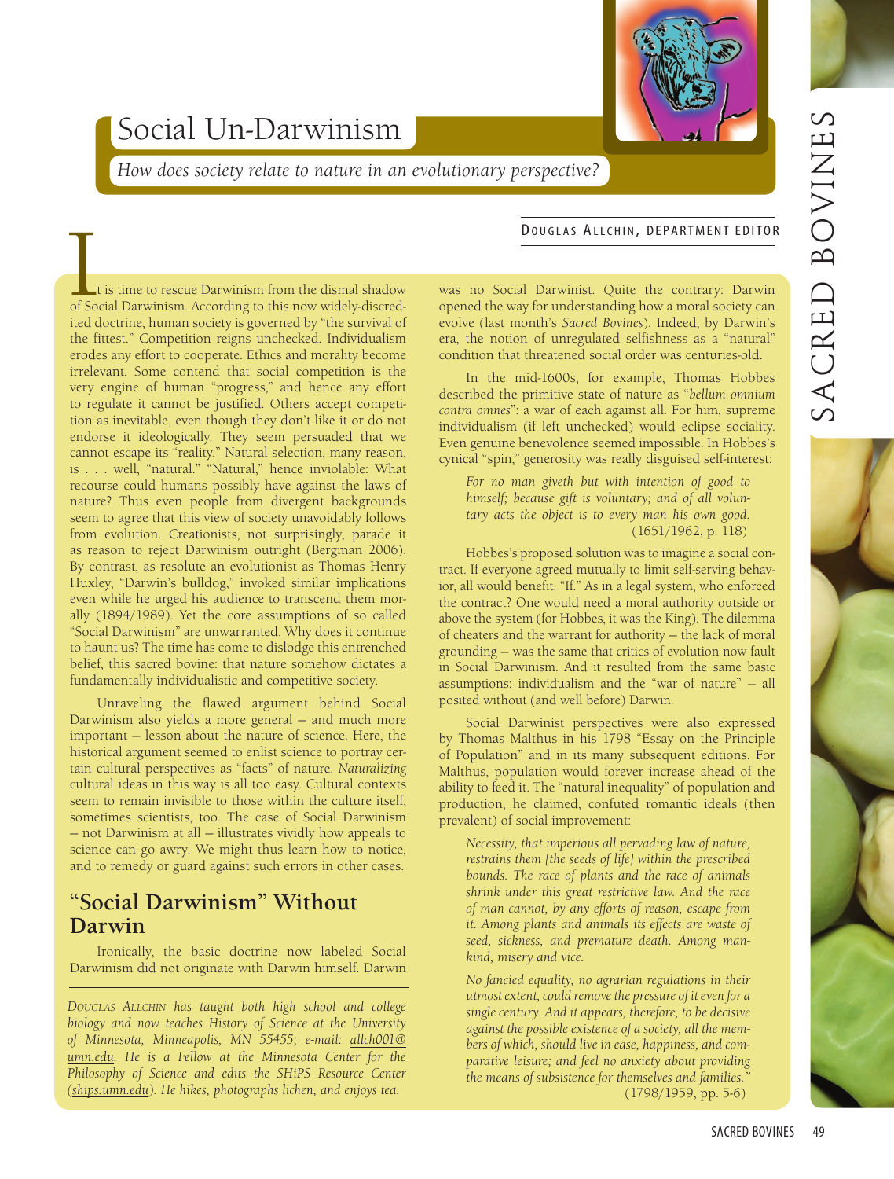# Social Un-Darwinism

*How does society relate to nature in an evolutionary perspective?*

DOUGLAS ALLCHIN, DEPARTMENT EDITOR

It is time to rescue Darwinism from the dismal shadow of Social Darwinism. According to this now widely-discredited doctrine, human society is governed by "the survival of the fittest." Competition reigns unchecked. Individualism erodes any effort to cooperate. Ethics and morality become irrelevant. Some contend that social competition is the very engine of human "progress," and hence any effort to regulate it cannot be justified. Others accept competition as inevitable, even though they don't like it or do not endorse it ideologically. They seem persuaded that we cannot escape its "reality." Natural selection, many reason, is . . . well, "natural." "Natural," hence inviolable: What recourse could humans possibly have against the laws of nature? Thus even people from divergent backgrounds seem to agree that this view of society unavoidably follows from evolution. Creationists, not surprisingly, parade it as reason to reject Darwinism outright (Bergman 2006). By contrast, as resolute an evolutionist as Thomas Henry Huxley, "Darwin's bulldog," invoked similar implications even while he urged his audience to transcend them morally (1894/1989). Yet the core assumptions of so called "Social Darwinism" are unwarranted. Why does it continue to haunt us? The time has come to dislodge this entrenched belief, this sacred bovine: that nature somehow dictates a fundamentally individualistic and competitive society.

Unraveling the flawed argument behind Social Darwinism also yields a more general – and much more important – lesson about the nature of science. Here, the historical argument seemed to enlist science to portray certain cultural perspectives as "facts" of nature. *Naturalizing* cultural ideas in this way is all too easy. Cultural contexts seem to remain invisible to those within the culture itself, sometimes scientists, too. The case of Social Darwinism – not Darwinism at all – illustrates vividly how appeals to science can go awry. We might thus learn how to notice, and to remedy or guard against such errors in other cases.

## "Social Darwinism" Without Darwin

Ironically, the basic doctrine now labeled Social Darwinism did not originate with Darwin himself. Darwin was no Social Darwinist. Quite the contrary: Darwin opened the way for understanding how a moral society can evolve (last month's *Sacred Bovines*). Indeed, by Darwin's era, the notion of unregulated selfishness as a "natural" condition that threatened social order was centuries-old.

In the mid-1600s, for example, Thomas Hobbes described the primitive state of nature as "*bellum omnium contra omnes*": a war of each against all. For him, supreme individualism (if left unchecked) would eclipse sociality. Even genuine benevolence seemed impossible. In Hobbes's cynical "spin," generosity was really disguised self-interest:

> *For no man giveth but with intention of good to himself; because gift is voluntary; and of all voluntary acts the object is to every man his own good.* (1651/1962, p. 118)

Hobbes's proposed solution was to imagine a social contract. If everyone agreed mutually to limit self-serving behavior, all would benefit. "If." As in a legal system, who enforced the contract? One would need a moral authority outside or above the system (for Hobbes, it was the King). The dilemma of cheaters and the warrant for authority – the lack of moral grounding – was the same that critics of evolution now fault in Social Darwinism. And it resulted from the same basic assumptions: individualism and the "war of nature" – all posited without (and well before) Darwin.

Social Darwinist perspectives were also expressed by Thomas Malthus in his 1798 "Essay on the Principle of Population" and in its many subsequent editions. For Malthus, population would forever increase ahead of the ability to feed it. The "natural inequality" of population and production, he claimed, confuted romantic ideals (then prevalent) of social improvement:

> *Necessity, that imperious all pervading law of nature, restrains them [the seeds of life] within the prescribed bounds. The race of plants and the race of animals shrink under this great restrictive law. And the race of man cannot, by any efforts of reason, escape from it. Among plants and animals its effects are waste of seed, sickness, and premature death. Among mankind, misery and vice.*
>
> *No fancied equality, no agrarian regulations in their utmost extent, could remove the pressure of it even for a single century. And it appears, therefore, to be decisive against the possible existence of a society, all the members of which, should live in ease, happiness, and comparative leisure; and feel no anxiety about providing the means of subsistence for themselves and families."* (1798/1959, pp. 5-6)

---

*DOUGLAS ALLCHIN has taught both high school and college biology and now teaches History of Science at the University of Minnesota, Minneapolis, MN 55455; e-mail: allch001@umn.edu. He is a Fellow at the Minnesota Center for the Philosophy of Science and edits the SHiPS Resource Center (ships.umn.edu). He hikes, photographs lichen, and enjoys tea.*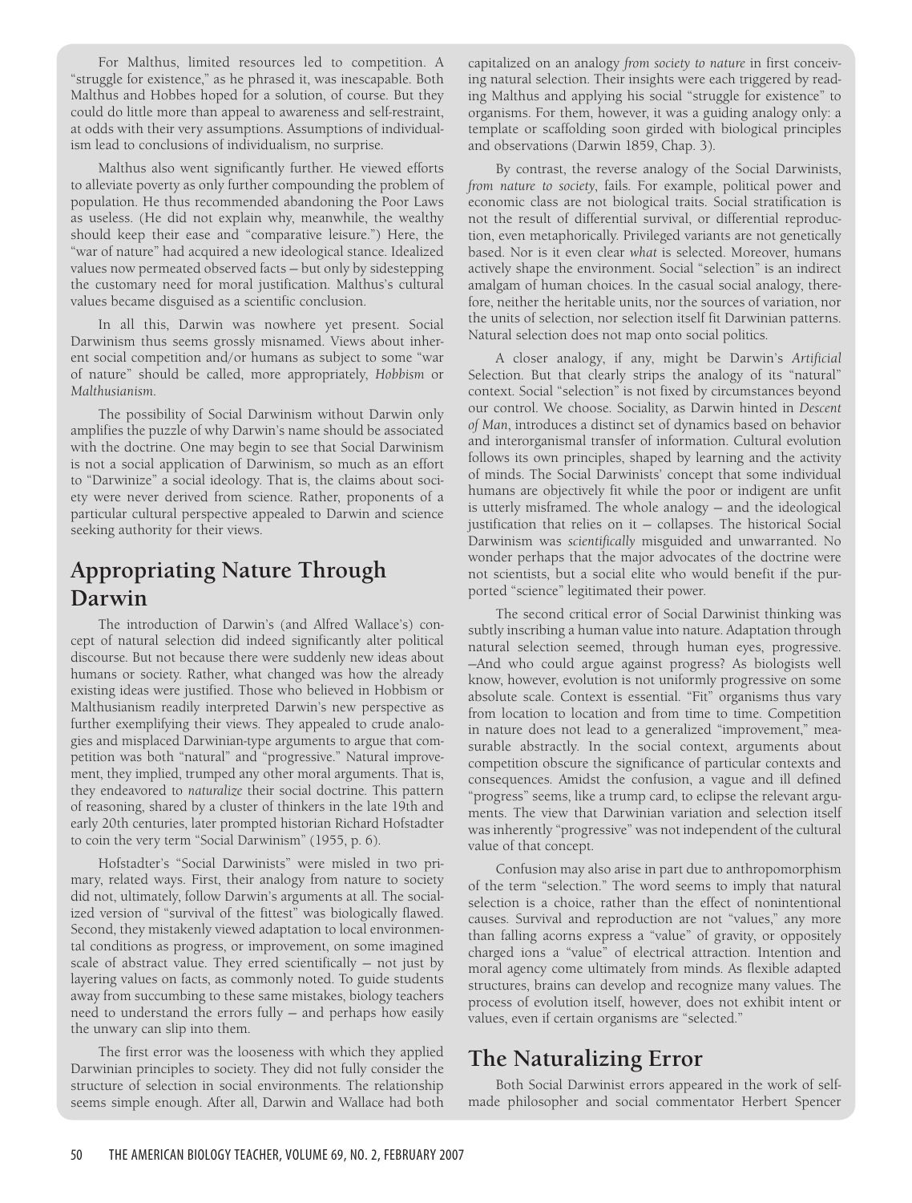For Malthus, limited resources led to competition. A "struggle for existence," as he phrased it, was inescapable. Both Malthus and Hobbes hoped for a solution, of course. But they could do little more than appeal to awareness and self-restraint, at odds with their very assumptions. Assumptions of individualism lead to conclusions of individualism, no surprise.

Malthus also went significantly further. He viewed efforts to alleviate poverty as only further compounding the problem of population. He thus recommended abandoning the Poor Laws as useless. (He did not explain why, meanwhile, the wealthy should keep their ease and "comparative leisure.") Here, the "war of nature" had acquired a new ideological stance. Idealized values now permeated observed facts – but only by sidestepping the customary need for moral justification. Malthus's cultural values became disguised as a scientific conclusion.

In all this, Darwin was nowhere yet present. Social Darwinism thus seems grossly misnamed. Views about inherent social competition and/or humans as subject to some "war of nature" should be called, more appropriately, *Hobbism* or *Malthusianism*.

The possibility of Social Darwinism without Darwin only amplifies the puzzle of why Darwin's name should be associated with the doctrine. One may begin to see that Social Darwinism is not a social application of Darwinism, so much as an effort to "Darwinize" a social ideology. That is, the claims about society were never derived from science. Rather, proponents of a particular cultural perspective appealed to Darwin and science seeking authority for their views.

## Appropriating Nature Through Darwin

The introduction of Darwin's (and Alfred Wallace's) concept of natural selection did indeed significantly alter political discourse. But not because there were suddenly new ideas about humans or society. Rather, what changed was how the already existing ideas were justified. Those who believed in Hobbism or Malthusianism readily interpreted Darwin's new perspective as further exemplifying their views. They appealed to crude analogies and misplaced Darwinian-type arguments to argue that competition was both "natural" and "progressive." Natural improvement, they implied, trumped any other moral arguments. That is, they endeavored to *naturalize* their social doctrine. This pattern of reasoning, shared by a cluster of thinkers in the late 19th and early 20th centuries, later prompted historian Richard Hofstadter to coin the very term "Social Darwinism" (1955, p. 6).

Hofstadter's "Social Darwinists" were misled in two primary, related ways. First, their analogy from nature to society did not, ultimately, follow Darwin's arguments at all. The socialized version of "survival of the fittest" was biologically flawed. Second, they mistakenly viewed adaptation to local environmental conditions as progress, or improvement, on some imagined scale of abstract value. They erred scientifically – not just by layering values on facts, as commonly noted. To guide students away from succumbing to these same mistakes, biology teachers need to understand the errors fully – and perhaps how easily the unwary can slip into them.

The first error was the looseness with which they applied Darwinian principles to society. They did not fully consider the structure of selection in social environments. The relationship seems simple enough. After all, Darwin and Wallace had both capitalized on an analogy *from society to nature* in first conceiving natural selection. Their insights were each triggered by reading Malthus and applying his social "struggle for existence" to organisms. For them, however, it was a guiding analogy only: a template or scaffolding soon girded with biological principles and observations (Darwin 1859, Chap. 3).

By contrast, the reverse analogy of the Social Darwinists, *from nature to society*, fails. For example, political power and economic class are not biological traits. Social stratification is not the result of differential survival, or differential reproduction, even metaphorically. Privileged variants are not genetically based. Nor is it even clear *what* is selected. Moreover, humans actively shape the environment. Social "selection" is an indirect amalgam of human choices. In the casual social analogy, therefore, neither the heritable units, nor the sources of variation, nor the units of selection, nor selection itself fit Darwinian patterns. Natural selection does not map onto social politics.

A closer analogy, if any, might be Darwin's *Artificial* Selection. But that clearly strips the analogy of its "natural" context. Social "selection" is not fixed by circumstances beyond our control. We choose. Sociality, as Darwin hinted in *Descent of Man*, introduces a distinct set of dynamics based on behavior and interorganismal transfer of information. Cultural evolution follows its own principles, shaped by learning and the activity of minds. The Social Darwinists' concept that some individual humans are objectively fit while the poor or indigent are unfit is utterly misframed. The whole analogy – and the ideological justification that relies on it – collapses. The historical Social Darwinism was *scientifically* misguided and unwarranted. No wonder perhaps that the major advocates of the doctrine were not scientists, but a social elite who would benefit if the purported "science" legitimated their power.

The second critical error of Social Darwinist thinking was subtly inscribing a human value into nature. Adaptation through natural selection seemed, through human eyes, progressive. –And who could argue against progress? As biologists well know, however, evolution is not uniformly progressive on some absolute scale. Context is essential. "Fit" organisms thus vary from location to location and from time to time. Competition in nature does not lead to a generalized "improvement," measurable abstractly. In the social context, arguments about competition obscure the significance of particular contexts and consequences. Amidst the confusion, a vague and ill defined "progress" seems, like a trump card, to eclipse the relevant arguments. The view that Darwinian variation and selection itself was inherently "progressive" was not independent of the cultural value of that concept.

Confusion may also arise in part due to anthropomorphism of the term "selection." The word seems to imply that natural selection is a choice, rather than the effect of nonintentional causes. Survival and reproduction are not "values," any more than falling acorns express a "value" of gravity, or oppositely charged ions a "value" of electrical attraction. Intention and moral agency come ultimately from minds. As flexible adapted structures, brains can develop and recognize many values. The process of evolution itself, however, does not exhibit intent or values, even if certain organisms are "selected."

## The Naturalizing Error

Both Social Darwinist errors appeared in the work of self-made philosopher and social commentator Herbert Spencer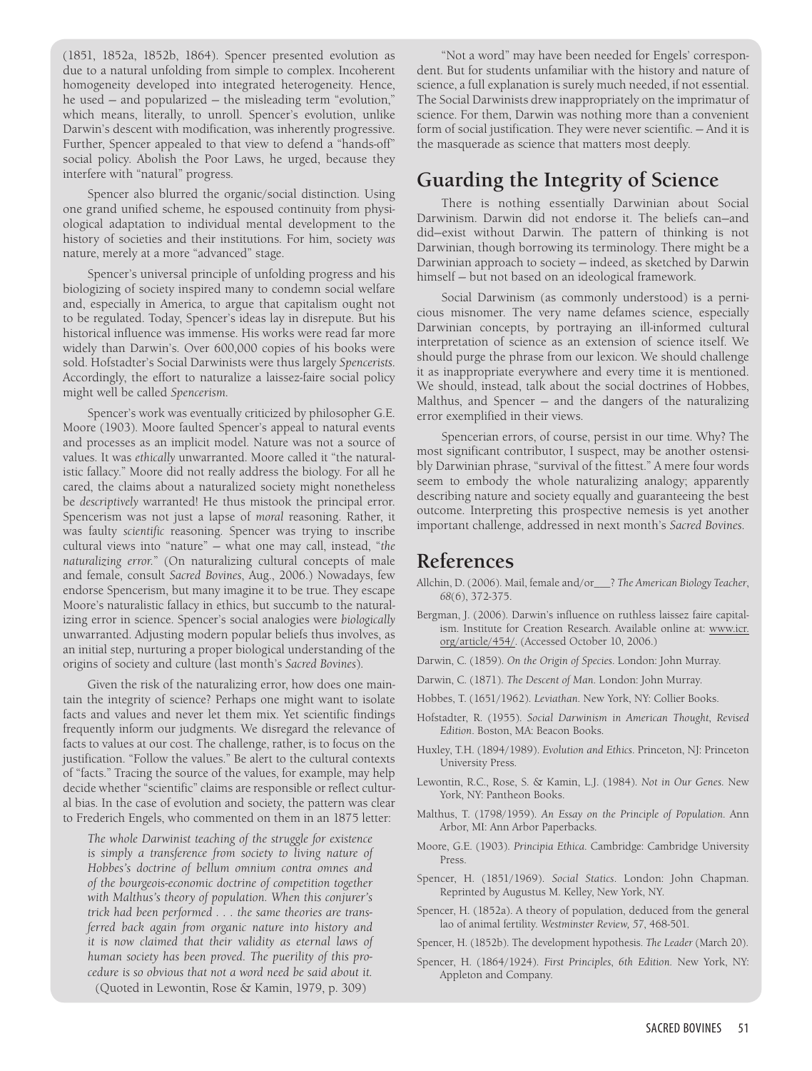(1851, 1852a, 1852b, 1864). Spencer presented evolution as due to a natural unfolding from simple to complex. Incoherent homogeneity developed into integrated heterogeneity. Hence, he used – and popularized – the misleading term "evolution," which means, literally, to unroll. Spencer's evolution, unlike Darwin's descent with modification, was inherently progressive. Further, Spencer appealed to that view to defend a "hands-off" social policy. Abolish the Poor Laws, he urged, because they interfere with "natural" progress.

Spencer also blurred the organic/social distinction. Using one grand unified scheme, he espoused continuity from physiological adaptation to individual mental development to the history of societies and their institutions. For him, society *was* nature, merely at a more "advanced" stage.

Spencer's universal principle of unfolding progress and his biologizing of society inspired many to condemn social welfare and, especially in America, to argue that capitalism ought not to be regulated. Today, Spencer's ideas lay in disrepute. But his historical influence was immense. His works were read far more widely than Darwin's. Over 600,000 copies of his books were sold. Hofstadter's Social Darwinists were thus largely *Spencerists*. Accordingly, the effort to naturalize a laissez-faire social policy might well be called *Spencerism*.

Spencer's work was eventually criticized by philosopher G.E. Moore (1903). Moore faulted Spencer's appeal to natural events and processes as an implicit model. Nature was not a source of values. It was *ethically* unwarranted. Moore called it "the naturalistic fallacy." Moore did not really address the biology. For all he cared, the claims about a naturalized society might nonetheless be *descriptively* warranted! He thus mistook the principal error. Spencerism was not just a lapse of *moral* reasoning. Rather, it was faulty *scientific* reasoning. Spencer was trying to inscribe cultural views into "nature" – what one may call, instead, "*the naturalizing error.*" (On naturalizing cultural concepts of male and female, consult *Sacred Bovines*, Aug., 2006.) Nowadays, few endorse Spencerism, but many imagine it to be true. They escape Moore's naturalistic fallacy in ethics, but succumb to the naturalizing error in science. Spencer's social analogies were *biologically* unwarranted. Adjusting modern popular beliefs thus involves, as an initial step, nurturing a proper biological understanding of the origins of society and culture (last month's *Sacred Bovines*).

Given the risk of the naturalizing error, how does one maintain the integrity of science? Perhaps one might want to isolate facts and values and never let them mix. Yet scientific findings frequently inform our judgments. We disregard the relevance of facts to values at our cost. The challenge, rather, is to focus on the justification. "Follow the values." Be alert to the cultural contexts of "facts." Tracing the source of the values, for example, may help decide whether "scientific" claims are responsible or reflect cultural bias. In the case of evolution and society, the pattern was clear to Frederich Engels, who commented on them in an 1875 letter:

> *The whole Darwinist teaching of the struggle for existence is simply a transference from society to living nature of Hobbes's doctrine of bellum omnium contra omnes and of the bourgeois-economic doctrine of competition together with Malthus's theory of population. When this conjurer's trick had been performed . . . the same theories are transferred back again from organic nature into history and it is now claimed that their validity as eternal laws of human society has been proved. The puerility of this procedure is so obvious that not a word need be said about it.*
> (Quoted in Lewontin, Rose & Kamin, 1979, p. 309)

"Not a word" may have been needed for Engels' correspondent. But for students unfamiliar with the history and nature of science, a full explanation is surely much needed, if not essential. The Social Darwinists drew inappropriately on the imprimatur of science. For them, Darwin was nothing more than a convenient form of social justification. They were never scientific. – And it is the masquerade as science that matters most deeply.

## Guarding the Integrity of Science

There is nothing essentially Darwinian about Social Darwinism. Darwin did not endorse it. The beliefs can–and did–exist without Darwin. The pattern of thinking is not Darwinian, though borrowing its terminology. There might be a Darwinian approach to society – indeed, as sketched by Darwin himself – but not based on an ideological framework.

Social Darwinism (as commonly understood) is a pernicious misnomer. The very name defames science, especially Darwinian concepts, by portraying an ill-informed cultural interpretation of science as an extension of science itself. We should purge the phrase from our lexicon. We should challenge it as inappropriate everywhere and every time it is mentioned. We should, instead, talk about the social doctrines of Hobbes, Malthus, and Spencer – and the dangers of the naturalizing error exemplified in their views.

Spencerian errors, of course, persist in our time. Why? The most significant contributor, I suspect, may be another ostensibly Darwinian phrase, "survival of the fittest." A mere four words seem to embody the whole naturalizing analogy; apparently describing nature and society equally and guaranteeing the best outcome. Interpreting this prospective nemesis is yet another important challenge, addressed in next month's *Sacred Bovines*.

## References

Allchin, D. (2006). Mail, female and/or___? *The American Biology Teacher*, *68*(6), 372-375.

Bergman, J. (2006). Darwin's influence on ruthless laissez faire capitalism. Institute for Creation Research. Available online at: www.icr.org/article/454/. (Accessed October 10, 2006.)

Darwin, C. (1859). *On the Origin of Species*. London: John Murray.

Darwin, C. (1871). *The Descent of Man*. London: John Murray.

Hobbes, T. (1651/1962). *Leviathan*. New York, NY: Collier Books.

Hofstadter, R. (1955). *Social Darwinism in American Thought, Revised Edition*. Boston, MA: Beacon Books.

Huxley, T.H. (1894/1989). *Evolution and Ethics*. Princeton, NJ: Princeton University Press.

Lewontin, R.C., Rose, S. & Kamin, L.J. (1984). *Not in Our Genes*. New York, NY: Pantheon Books.

Malthus, T. (1798/1959). *An Essay on the Principle of Population*. Ann Arbor, MI: Ann Arbor Paperbacks.

Moore, G.E. (1903). *Principia Ethica*. Cambridge: Cambridge University Press.

Spencer, H. (1851/1969). *Social Statics*. London: John Chapman. Reprinted by Augustus M. Kelley, New York, NY.

Spencer, H. (1852a). A theory of population, deduced from the general lao of animal fertility. *Westminster Review, 57*, 468-501.

Spencer, H. (1852b). The development hypothesis. *The Leader* (March 20).

Spencer, H. (1864/1924). *First Principles, 6th Edition*. New York, NY: Appleton and Company.